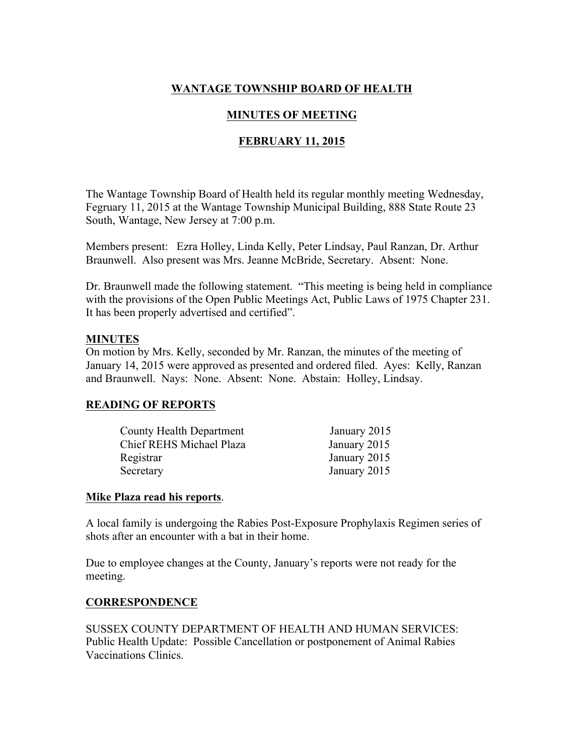# WANTAGE TOWNSHIP BOARD OF HEALTH

## MINUTES OF MEETING

## FEBRUARY 11, 2015

The Wantage Township Board of Health held its regular monthly meeting Wednesday, Fegruary 11, 2015 at the Wantage Township Municipal Building, 888 State Route 23 South, Wantage, New Jersey at 7:00 p.m.

Members present: Ezra Holley, Linda Kelly, Peter Lindsay, Paul Ranzan, Dr. Arthur Braunwell. Also present was Mrs. Jeanne McBride, Secretary. Absent: None.

Dr. Braunwell made the following statement. "This meeting is being held in compliance with the provisions of the Open Public Meetings Act, Public Laws of 1975 Chapter 231. It has been properly advertised and certified".

### MINUTES

On motion by Mrs. Kelly, seconded by Mr. Ranzan, the minutes of the meeting of January 14, 2015 were approved as presented and ordered filed. Ayes: Kelly, Ranzan and Braunwell. Nays: None. Absent: None. Abstain: Holley, Lindsay.

### READING OF REPORTS

| | |
|---|---|
| County Health Department | January 2015 |
| Chief REHS Michael Plaza | January 2015 |
| Registrar | January 2015 |
| Secretary | January 2015 |

**Mike Plaza read his reports**.

A local family is undergoing the Rabies Post-Exposure Prophylaxis Regimen series of shots after an encounter with a bat in their home.

Due to employee changes at the County, January's reports were not ready for the meeting.

### CORRESPONDENCE

SUSSEX COUNTY DEPARTMENT OF HEALTH AND HUMAN SERVICES: Public Health Update: Possible Cancellation or postponement of Animal Rabies Vaccinations Clinics.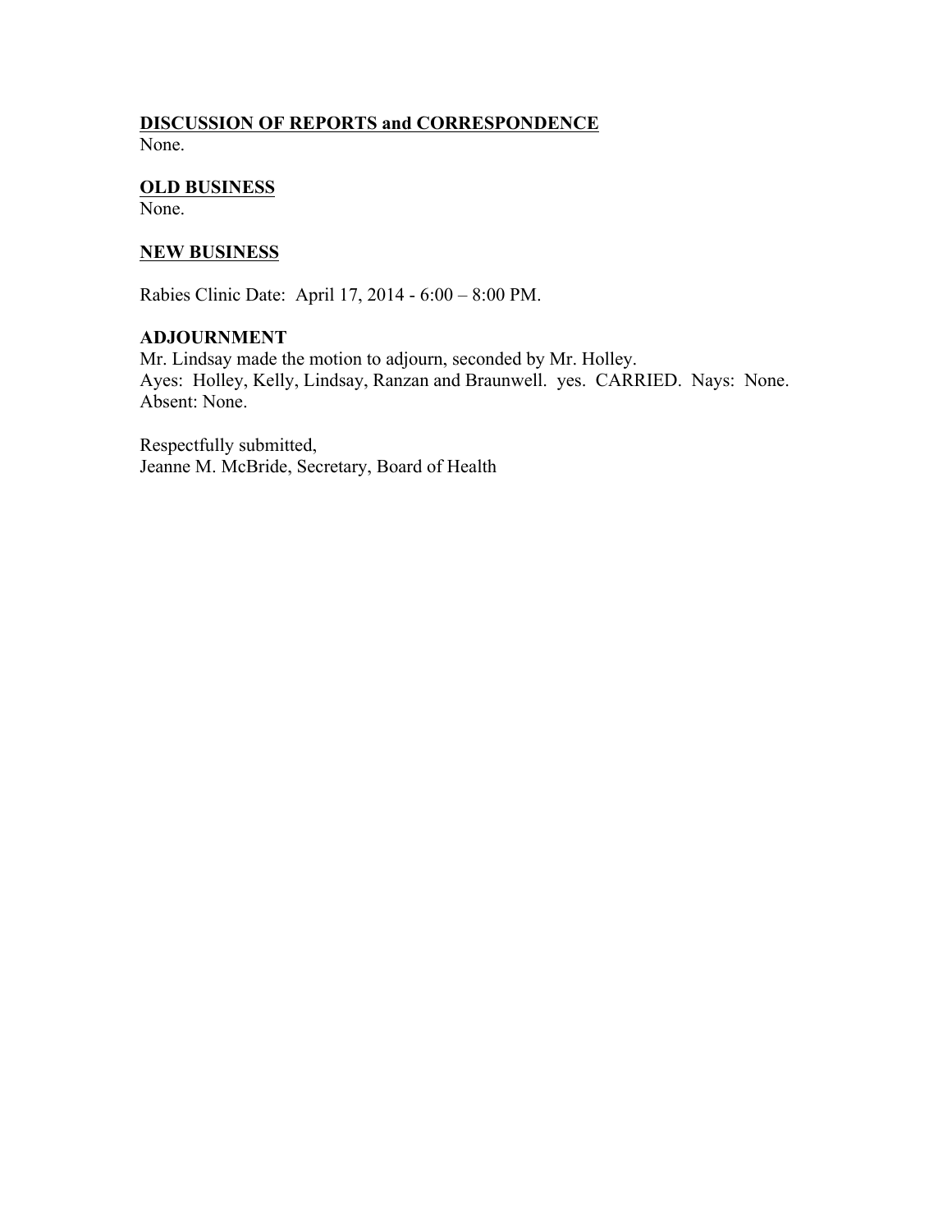**DISCUSSION OF REPORTS and CORRESPONDENCE**
None.

**OLD BUSINESS**
None.

**NEW BUSINESS**

Rabies Clinic Date: April 17, 2014 - 6:00 – 8:00 PM.

**ADJOURNMENT**
Mr. Lindsay made the motion to adjourn, seconded by Mr. Holley.
Ayes: Holley, Kelly, Lindsay, Ranzan and Braunwell. yes. CARRIED. Nays: None.
Absent: None.

Respectfully submitted,
Jeanne M. McBride, Secretary, Board of Health